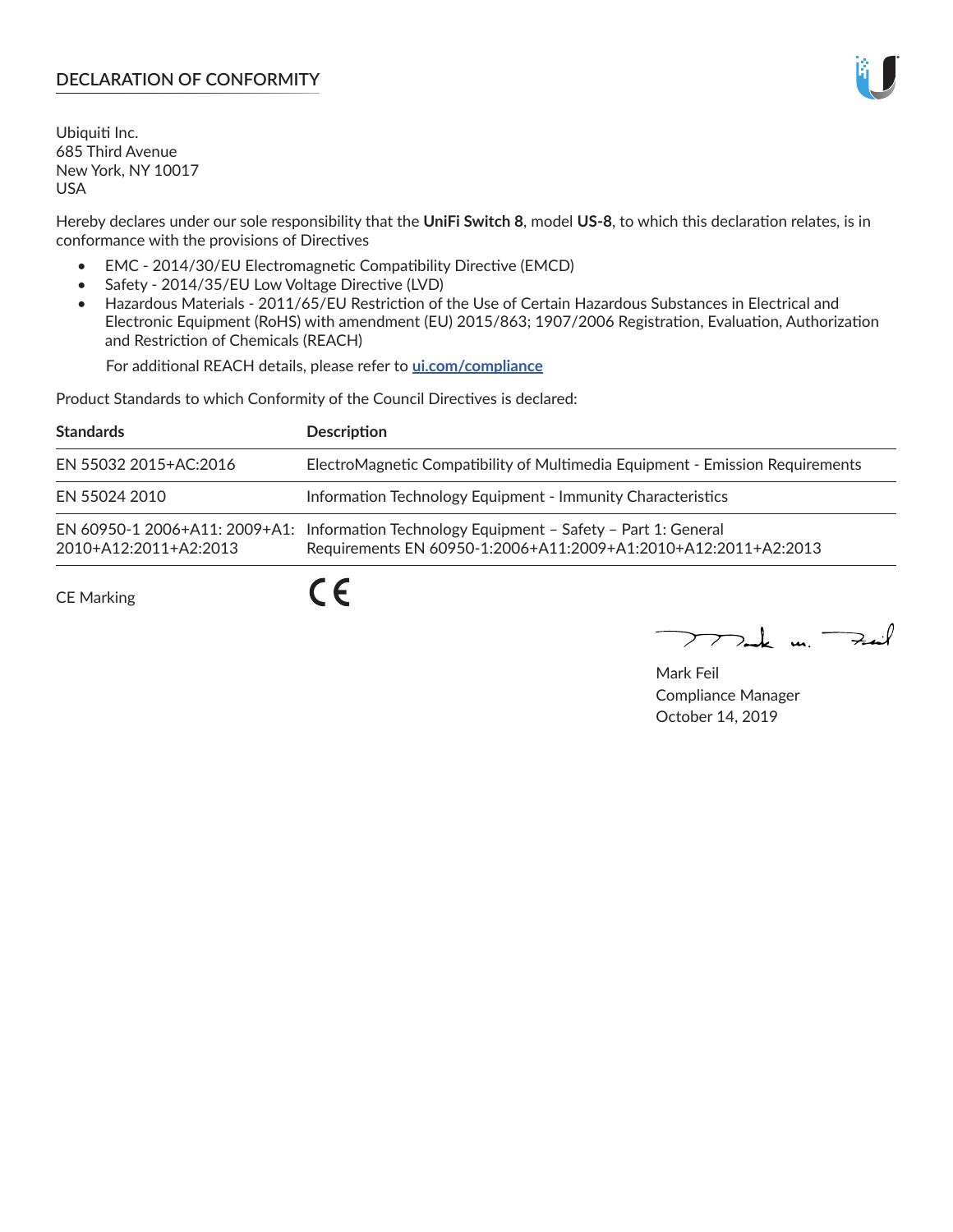## DECLARATION OF CONFORMITY

Ubiquiti Inc.
685 Third Avenue
New York, NY 10017
USA

Hereby declares under our sole responsibility that the **UniFi Switch 8**, model **US-8**, to which this declaration relates, is in conformance with the provisions of Directives

- EMC - 2014/30/EU Electromagnetic Compatibility Directive (EMCD)
- Safety - 2014/35/EU Low Voltage Directive (LVD)
- Hazardous Materials - 2011/65/EU Restriction of the Use of Certain Hazardous Substances in Electrical and Electronic Equipment (RoHS) with amendment (EU) 2015/863; 1907/2006 Registration, Evaluation, Authorization and Restriction of Chemicals (REACH)

  For additional REACH details, please refer to **ui.com/compliance**

Product Standards to which Conformity of the Council Directives is declared:

| Standards | Description |
|---|---|
| EN 55032 2015+AC:2016 | ElectroMagnetic Compatibility of Multimedia Equipment - Emission Requirements |
| EN 55024 2010 | Information Technology Equipment - Immunity Characteristics |
| EN 60950-1 2006+A11: 2009+A1: 2010+A12:2011+A2:2013 | Information Technology Equipment – Safety – Part 1: General Requirements EN 60950-1:2006+A11:2009+A1:2010+A12:2011+A2:2013 |
| CE Marking | CE |

Mark Feil
Compliance Manager
October 14, 2019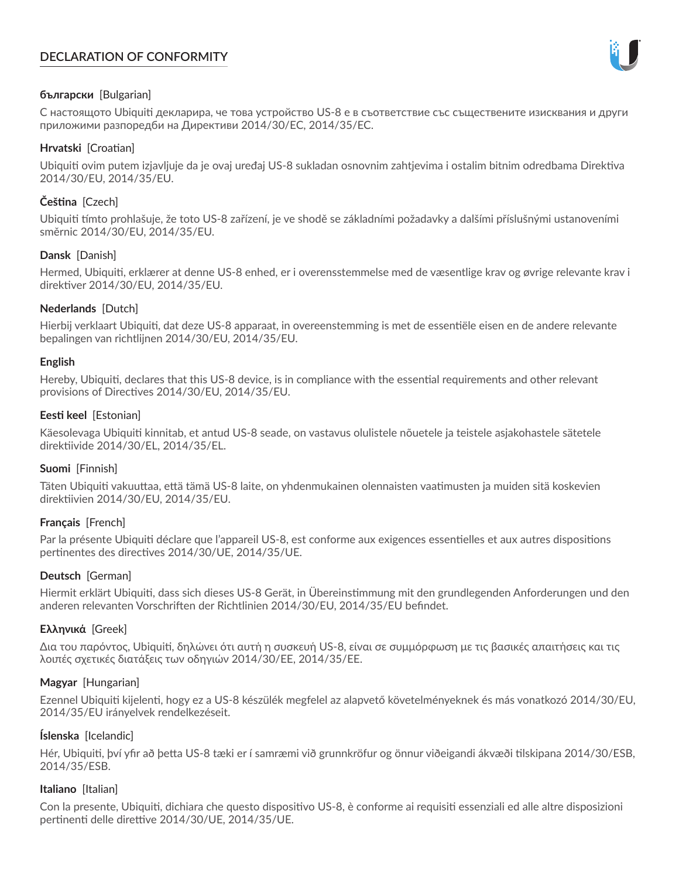# DECLARATION OF CONFORMITY

**български** [Bulgarian]

С настоящото Ubiquiti декларира, че това устройство US-8 е в съответствие със съществените изисквания и други приложими разпоредби на Директиви 2014/30/ЕС, 2014/35/ЕС.

**Hrvatski** [Croatian]

Ubiquiti ovim putem izjavljuje da je ovaj uređaj US-8 sukladan osnovnim zahtjevima i ostalim bitnim odredbama Direktiva 2014/30/EU, 2014/35/EU.

**Čeština** [Czech]

Ubiquiti tímto prohlašuje, že toto US-8 zařízení, je ve shodě se základními požadavky a dalšími příslušnými ustanoveními směrnic 2014/30/EU, 2014/35/EU.

**Dansk** [Danish]

Hermed, Ubiquiti, erklærer at denne US-8 enhed, er i overensstemmelse med de væsentlige krav og øvrige relevante krav i direktiver 2014/30/EU, 2014/35/EU.

**Nederlands** [Dutch]

Hierbij verklaart Ubiquiti, dat deze US-8 apparaat, in overeenstemming is met de essentiële eisen en de andere relevante bepalingen van richtlijnen 2014/30/EU, 2014/35/EU.

**English**

Hereby, Ubiquiti, declares that this US-8 device, is in compliance with the essential requirements and other relevant provisions of Directives 2014/30/EU, 2014/35/EU.

**Eesti keel** [Estonian]

Käesolevaga Ubiquiti kinnitab, et antud US-8 seade, on vastavus olulistele nõuetele ja teistele asjakohastele sätetele direktiivide 2014/30/EL, 2014/35/EL.

**Suomi** [Finnish]

Täten Ubiquiti vakuuttaa, että tämä US-8 laite, on yhdenmukainen olennaisten vaatimusten ja muiden sitä koskevien direktiivien 2014/30/EU, 2014/35/EU.

**Français** [French]

Par la présente Ubiquiti déclare que l'appareil US-8, est conforme aux exigences essentielles et aux autres dispositions pertinentes des directives 2014/30/UE, 2014/35/UE.

**Deutsch** [German]

Hiermit erklärt Ubiquiti, dass sich dieses US-8 Gerät, in Übereinstimmung mit den grundlegenden Anforderungen und den anderen relevanten Vorschriften der Richtlinien 2014/30/EU, 2014/35/EU befindet.

**Ελληνικά** [Greek]

Δια του παρόντος, Ubiquiti, δηλώνει ότι αυτή η συσκευή US-8, είναι σε συμμόρφωση με τις βασικές απαιτήσεις και τις λοιπές σχετικές διατάξεις των οδηγιών 2014/30/EE, 2014/35/EE.

**Magyar** [Hungarian]

Ezennel Ubiquiti kijelenti, hogy ez a US-8 készülék megfelel az alapvető követelményeknek és más vonatkozó 2014/30/EU, 2014/35/EU irányelvek rendelkezéseit.

**Íslenska** [Icelandic]

Hér, Ubiquiti, því yfir að þetta US-8 tæki er í samræmi við grunnkröfur og önnur viðeigandi ákvæði tilskipana 2014/30/ESB, 2014/35/ESB.

**Italiano** [Italian]

Con la presente, Ubiquiti, dichiara che questo dispositivo US-8, è conforme ai requisiti essenziali ed alle altre disposizioni pertinenti delle direttive 2014/30/UE, 2014/35/UE.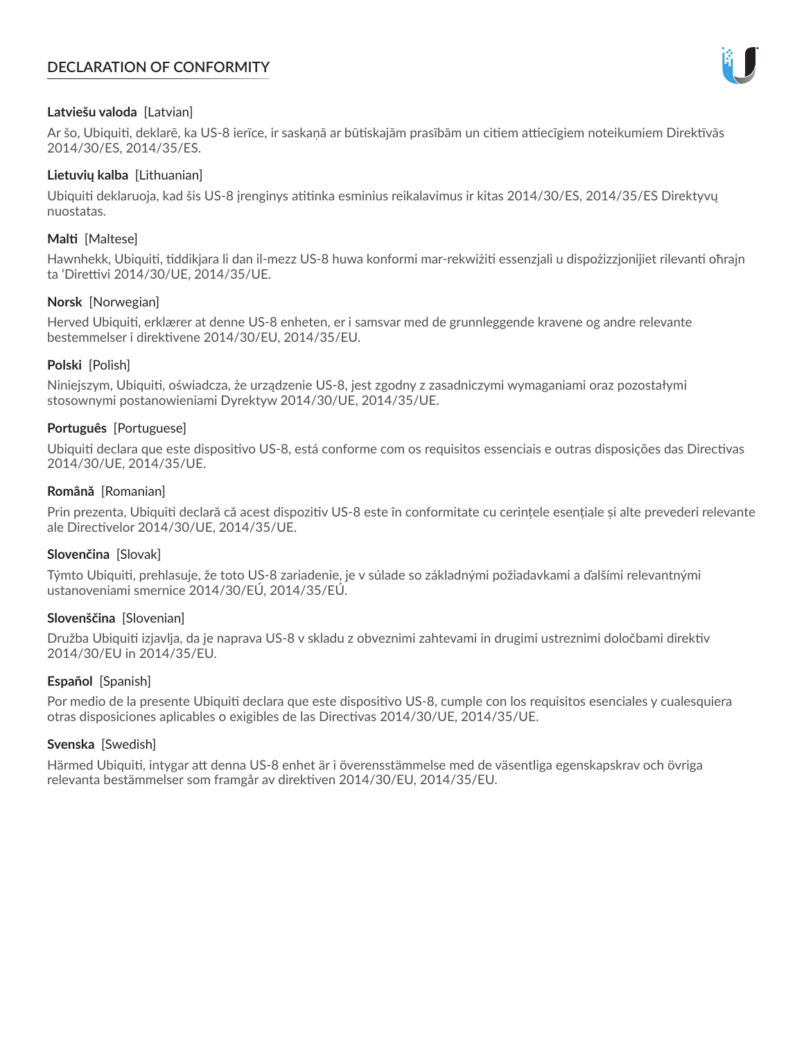## DECLARATION OF CONFORMITY

**Latviešu valoda** [Latvian]

Ar šo, Ubiquiti, deklarē, ka US-8 ierīce, ir saskaņā ar būtiskajām prasībām un citiem attiecīgiem noteikumiem Direktīvās 2014/30/ES, 2014/35/ES.

**Lietuvių kalba** [Lithuanian]

Ubiquiti deklaruoja, kad šis US-8 įrenginys atitinka esminius reikalavimus ir kitas 2014/30/ES, 2014/35/ES Direktyvų nuostatas.

**Malti** [Maltese]

Hawnhekk, Ubiquiti, tiddikjara li dan il-mezz US-8 huwa konformi mar-rekwiżiti essenzjali u dispożizzjonijiet rilevanti oħrajn ta 'Direttivi 2014/30/UE, 2014/35/UE.

**Norsk** [Norwegian]

Herved Ubiquiti, erklærer at denne US-8 enheten, er i samsvar med de grunnleggende kravene og andre relevante bestemmelser i direktivene 2014/30/EU, 2014/35/EU.

**Polski** [Polish]

Niniejszym, Ubiquiti, oświadcza, że urządzenie US-8, jest zgodny z zasadniczymi wymaganiami oraz pozostałymi stosownymi postanowieniami Dyrektyw 2014/30/UE, 2014/35/UE.

**Português** [Portuguese]

Ubiquiti declara que este dispositivo US-8, está conforme com os requisitos essenciais e outras disposições das Directivas 2014/30/UE, 2014/35/UE.

**Română** [Romanian]

Prin prezenta, Ubiquiti declară că acest dispozitiv US-8 este în conformitate cu cerințele esențiale și alte prevederi relevante ale Directivelor 2014/30/UE, 2014/35/UE.

**Slovenčina** [Slovak]

Týmto Ubiquiti, prehlasuje, že toto US-8 zariadenie, je v súlade so základnými požiadavkami a ďalšími relevantnými ustanoveniami smernice 2014/30/EÚ, 2014/35/EÚ.

**Slovenščina** [Slovenian]

Družba Ubiquiti izjavlja, da je naprava US-8 v skladu z obveznimi zahtevami in drugimi ustreznimi določbami direktiv 2014/30/EU in 2014/35/EU.

**Español** [Spanish]

Por medio de la presente Ubiquiti declara que este dispositivo US-8, cumple con los requisitos esenciales y cualesquiera otras disposiciones aplicables o exigibles de las Directivas 2014/30/UE, 2014/35/UE.

**Svenska** [Swedish]

Härmed Ubiquiti, intygar att denna US-8 enhet är i överensstämmelse med de väsentliga egenskapskrav och övriga relevanta bestämmelser som framgår av direktiven 2014/30/EU, 2014/35/EU.